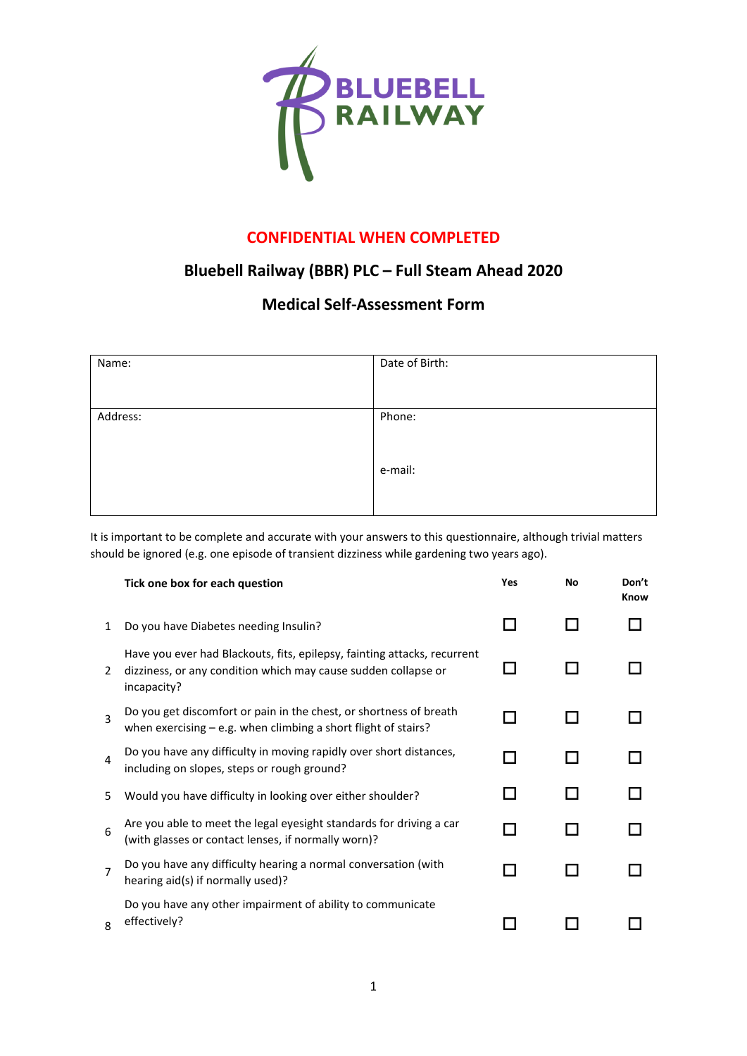BLUEBELL RAILWAY

**CONFIDENTIAL WHEN COMPLETED**

## Bluebell Railway (BBR) PLC – Full Steam Ahead 2020

## Medical Self-Assessment Form

| Name: | Date of Birth: |
|---|---|
| Address: | Phone:<br><br>e-mail: |

It is important to be complete and accurate with your answers to this questionnaire, although trivial matters should be ignored (e.g. one episode of transient dizziness while gardening two years ago).

| | **Tick one box for each question** | **Yes** | **No** | **Don't Know** |
|---|---|---|---|---|
| 1 | Do you have Diabetes needing Insulin? | ☐ | ☐ | ☐ |
| 2 | Have you ever had Blackouts, fits, epilepsy, fainting attacks, recurrent dizziness, or any condition which may cause sudden collapse or incapacity? | ☐ | ☐ | ☐ |
| 3 | Do you get discomfort or pain in the chest, or shortness of breath when exercising – e.g. when climbing a short flight of stairs? | ☐ | ☐ | ☐ |
| 4 | Do you have any difficulty in moving rapidly over short distances, including on slopes, steps or rough ground? | ☐ | ☐ | ☐ |
| 5 | Would you have difficulty in looking over either shoulder? | ☐ | ☐ | ☐ |
| 6 | Are you able to meet the legal eyesight standards for driving a car (with glasses or contact lenses, if normally worn)? | ☐ | ☐ | ☐ |
| 7 | Do you have any difficulty hearing a normal conversation (with hearing aid(s) if normally used)? | ☐ | ☐ | ☐ |
| 8 | Do you have any other impairment of ability to communicate effectively? | ☐ | ☐ | ☐ |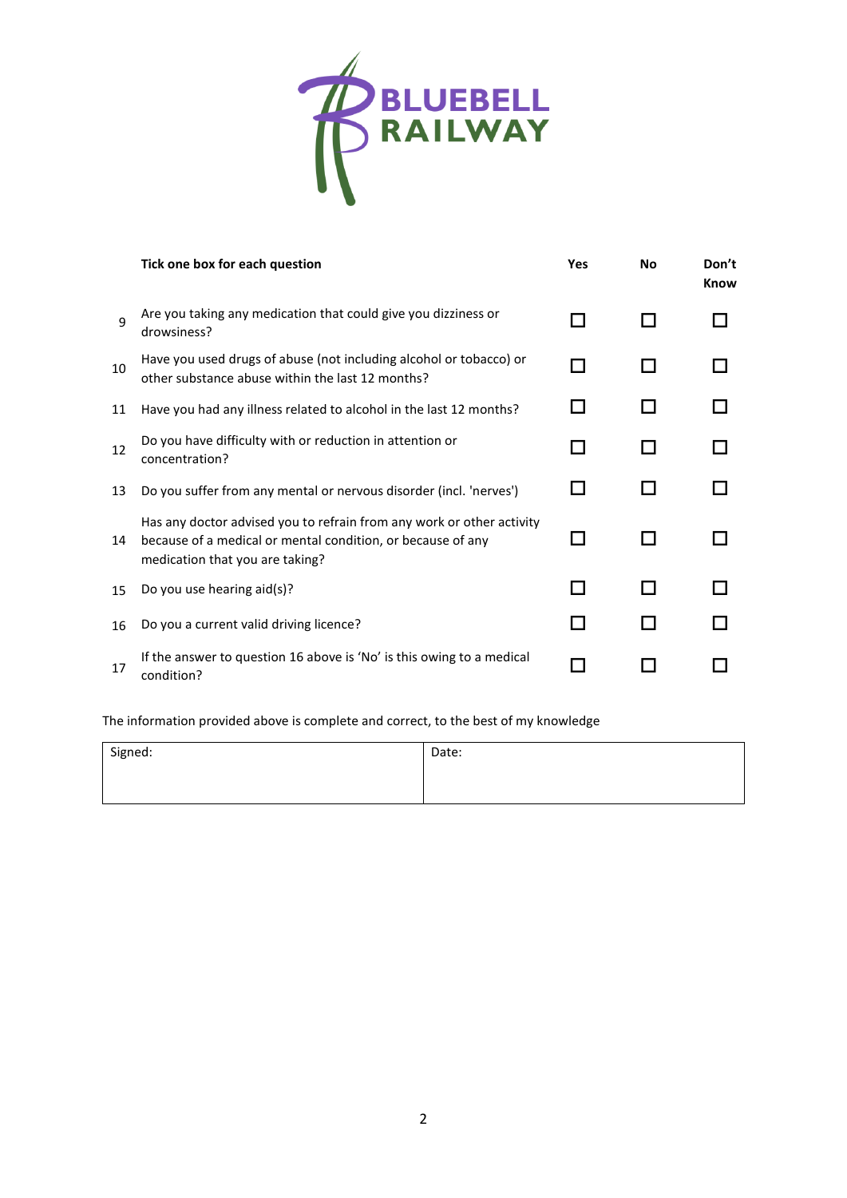| | Tick one box for each question | Yes | No | Don't Know |
|---|---|---|---|---|
| 9 | Are you taking any medication that could give you dizziness or drowsiness? | ☐ | ☐ | ☐ |
| 10 | Have you used drugs of abuse (not including alcohol or tobacco) or other substance abuse within the last 12 months? | ☐ | ☐ | ☐ |
| 11 | Have you had any illness related to alcohol in the last 12 months? | ☐ | ☐ | ☐ |
| 12 | Do you have difficulty with or reduction in attention or concentration? | ☐ | ☐ | ☐ |
| 13 | Do you suffer from any mental or nervous disorder (incl. 'nerves') | ☐ | ☐ | ☐ |
| 14 | Has any doctor advised you to refrain from any work or other activity because of a medical or mental condition, or because of any medication that you are taking? | ☐ | ☐ | ☐ |
| 15 | Do you use hearing aid(s)? | ☐ | ☐ | ☐ |
| 16 | Do you a current valid driving licence? | ☐ | ☐ | ☐ |
| 17 | If the answer to question 16 above is 'No' is this owing to a medical condition? | ☐ | ☐ | ☐ |

The information provided above is complete and correct, to the best of my knowledge

| Signed: | Date: |
|---|---|
| | |